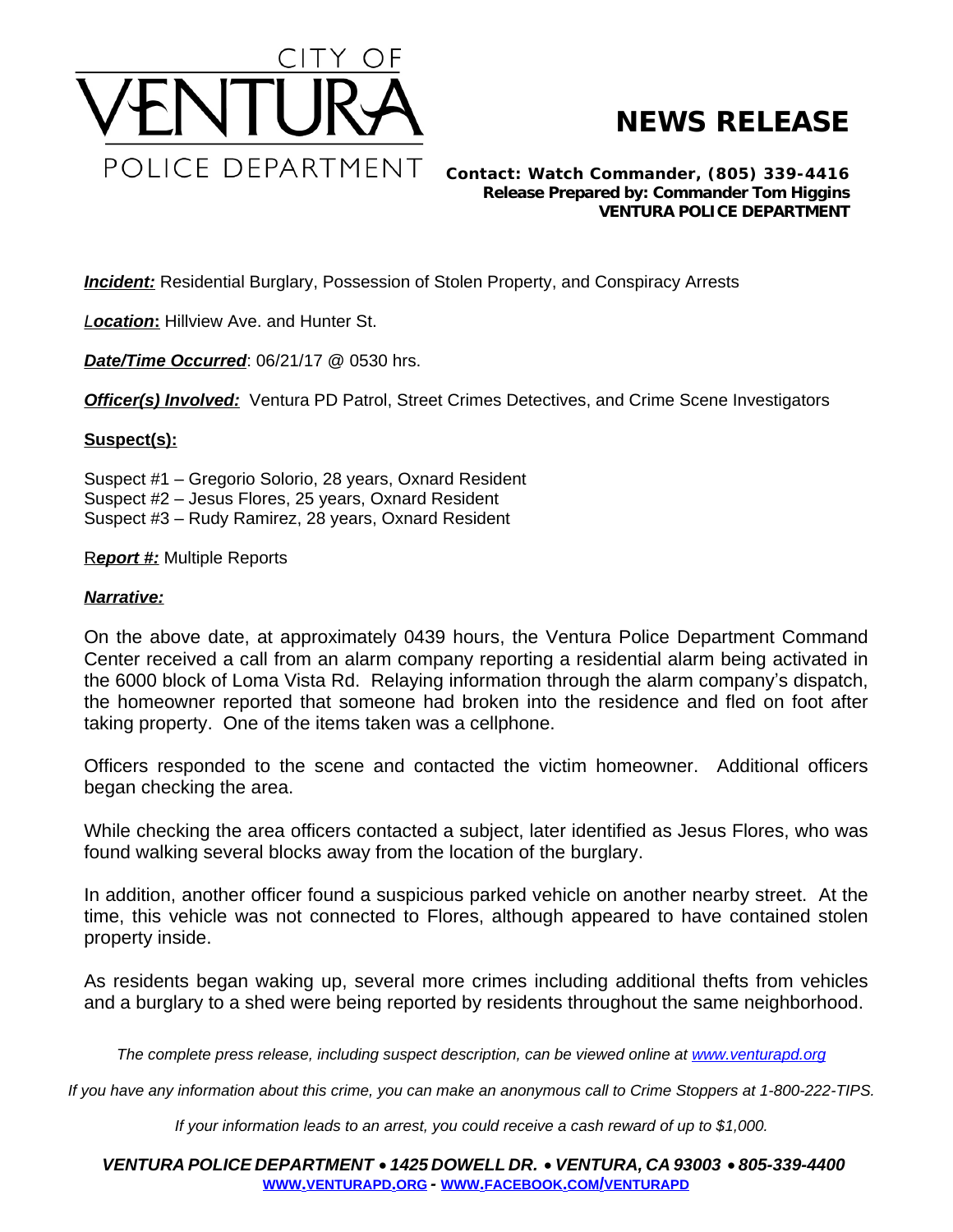CITY OF

# VENTURA

POLICE DEPARTMENT

# NEWS RELEASE

**Contact: Watch Commander, (805) 339-4416**
**Release Prepared by: Commander Tom Higgins**
**VENTURA POLICE DEPARTMENT**

***Incident:*** Residential Burglary, Possession of Stolen Property, and Conspiracy Arrests

***Location*:** Hillview Ave. and Hunter St.

***Date/Time Occurred***: 06/21/17 @ 0530 hrs.

***Officer(s) Involved:*** Ventura PD Patrol, Street Crimes Detectives, and Crime Scene Investigators

**Suspect(s):**

Suspect #1 – Gregorio Solorio, 28 years, Oxnard Resident
Suspect #2 – Jesus Flores, 25 years, Oxnard Resident
Suspect #3 – Rudy Ramirez, 28 years, Oxnard Resident

R***eport #:*** Multiple Reports

***Narrative:***

On the above date, at approximately 0439 hours, the Ventura Police Department Command Center received a call from an alarm company reporting a residential alarm being activated in the 6000 block of Loma Vista Rd. Relaying information through the alarm company's dispatch, the homeowner reported that someone had broken into the residence and fled on foot after taking property. One of the items taken was a cellphone.

Officers responded to the scene and contacted the victim homeowner. Additional officers began checking the area.

While checking the area officers contacted a subject, later identified as Jesus Flores, who was found walking several blocks away from the location of the burglary.

In addition, another officer found a suspicious parked vehicle on another nearby street. At the time, this vehicle was not connected to Flores, although appeared to have contained stolen property inside.

As residents began waking up, several more crimes including additional thefts from vehicles and a burglary to a shed were being reported by residents throughout the same neighborhood.

*The complete press release, including suspect description, can be viewed online at www.venturapd.org*

*If you have any information about this crime, you can make an anonymous call to Crime Stoppers at 1-800-222-TIPS.*

*If your information leads to an arrest, you could receive a cash reward of up to $1,000.*

***VENTURA POLICE DEPARTMENT • 1425 DOWELL DR. • VENTURA, CA 93003 • 805-339-4400***
**WWW.VENTURAPD.ORG - WWW.FACEBOOK.COM/VENTURAPD**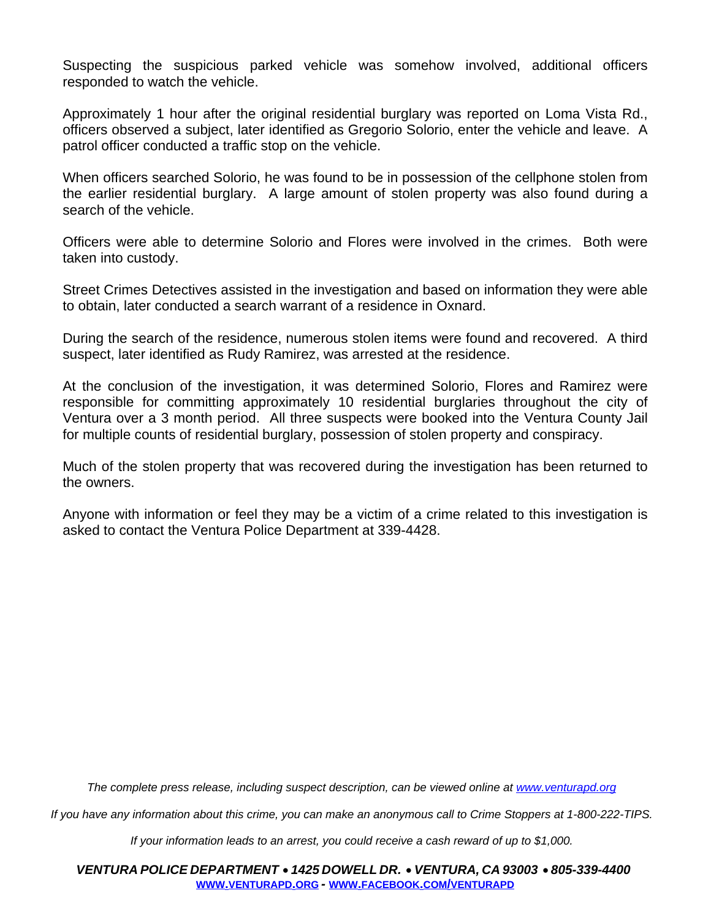Suspecting the suspicious parked vehicle was somehow involved, additional officers responded to watch the vehicle.

Approximately 1 hour after the original residential burglary was reported on Loma Vista Rd., officers observed a subject, later identified as Gregorio Solorio, enter the vehicle and leave. A patrol officer conducted a traffic stop on the vehicle.

When officers searched Solorio, he was found to be in possession of the cellphone stolen from the earlier residential burglary. A large amount of stolen property was also found during a search of the vehicle.

Officers were able to determine Solorio and Flores were involved in the crimes. Both were taken into custody.

Street Crimes Detectives assisted in the investigation and based on information they were able to obtain, later conducted a search warrant of a residence in Oxnard.

During the search of the residence, numerous stolen items were found and recovered. A third suspect, later identified as Rudy Ramirez, was arrested at the residence.

At the conclusion of the investigation, it was determined Solorio, Flores and Ramirez were responsible for committing approximately 10 residential burglaries throughout the city of Ventura over a 3 month period. All three suspects were booked into the Ventura County Jail for multiple counts of residential burglary, possession of stolen property and conspiracy.

Much of the stolen property that was recovered during the investigation has been returned to the owners.

Anyone with information or feel they may be a victim of a crime related to this investigation is asked to contact the Ventura Police Department at 339-4428.

*The complete press release, including suspect description, can be viewed online at [www.venturapd.org](http://www.venturapd.org)*

*If you have any information about this crime, you can make an anonymous call to Crime Stoppers at 1-800-222-TIPS.*

*If your information leads to an arrest, you could receive a cash reward of up to $1,000.*

***VENTURA POLICE DEPARTMENT • 1425 DOWELL DR. • VENTURA, CA 93003 • 805-339-4400***

**[WWW.VENTURAPD.ORG](http://www.venturapd.org) - [WWW.FACEBOOK.COM/VENTURAPD](http://www.facebook.com/venturapd)**